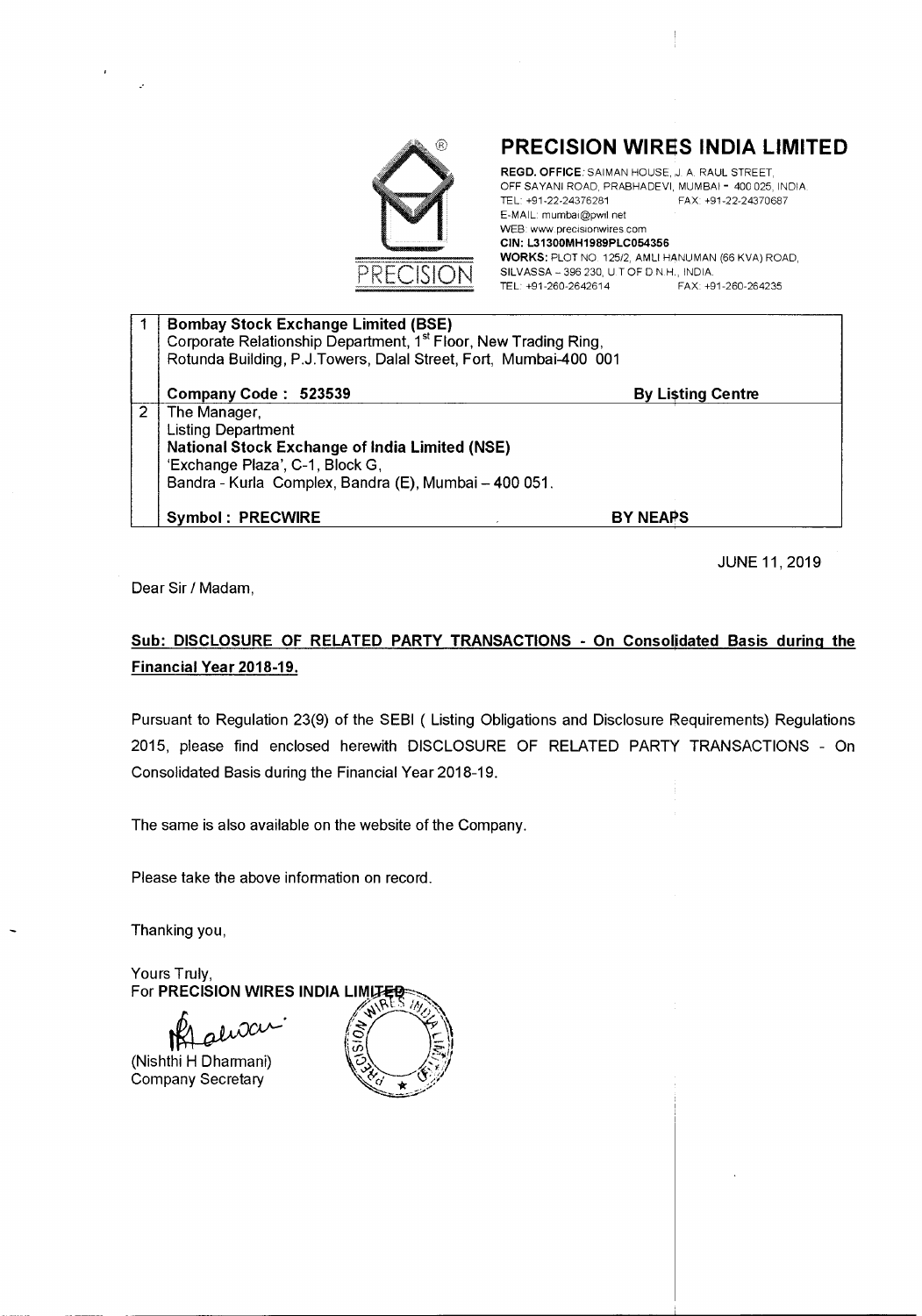# PRECISION WIRES INDIA LIMITED

**REGD. OFFICE:** SAIMAN HOUSE, J. A. RAUL STREET, OFF SAYANI ROAD, PRABHADEVI, MUMBAI - 400 025, INDIA
TEL: +91-22-24376281 FAX: +91-22-24370687
E-MAIL: mumbai@pwil.net
WEB: www.precisionwires.com
**CIN: L31300MH1989PLC054356**
**WORKS:** PLOT NO. 125/2, AMLI HANUMAN (66 KVA) ROAD, SILVASSA – 396 230, U.T OF D.N.H., INDIA.
TEL: +91-260-2642614 FAX: +91-260-264235

| | | |
|---|---|---|
| 1 | **Bombay Stock Exchange Limited (BSE)**<br>Corporate Relationship Department, 1st Floor, New Trading Ring,<br>Rotunda Building, P.J.Towers, Dalal Street, Fort, Mumbai-400 001<br><br>**Company Code : 523539** | **By Listing Centre** |
| 2 | The Manager,<br>Listing Department<br>**National Stock Exchange of India Limited (NSE)**<br>'Exchange Plaza', C-1, Block G,<br>Bandra - Kurla Complex, Bandra (E), Mumbai – 400 051.<br><br>**Symbol : PRECWIRE** | **BY NEAPS** |

JUNE 11, 2019

Dear Sir / Madam,

**Sub: DISCLOSURE OF RELATED PARTY TRANSACTIONS - On Consolidated Basis during the Financial Year 2018-19.**

Pursuant to Regulation 23(9) of the SEBI ( Listing Obligations and Disclosure Requirements) Regulations 2015, please find enclosed herewith DISCLOSURE OF RELATED PARTY TRANSACTIONS - On Consolidated Basis during the Financial Year 2018-19.

The same is also available on the website of the Company.

Please take the above information on record.

Thanking you,

Yours Truly,
For **PRECISION WIRES INDIA LIMITED**

(Nishthi H Dharmani)
Company Secretary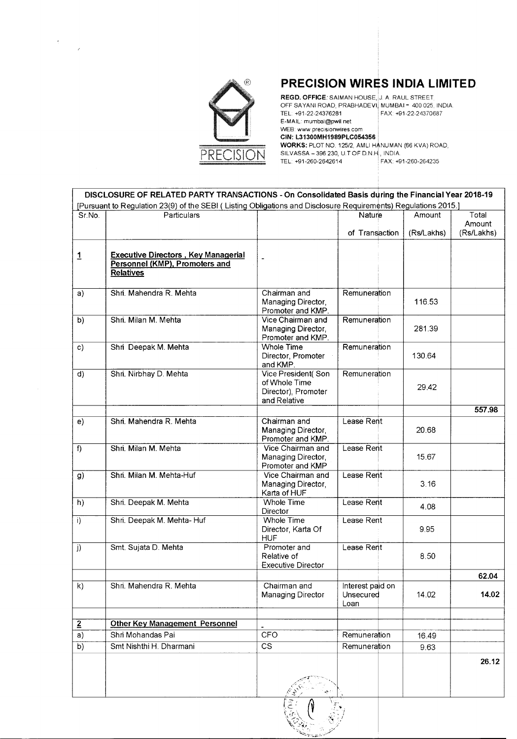# PRECISION WIRES INDIA LIMITED

**REGD. OFFICE:** SAIMAN HOUSE, J. A. RAUL STREET, OFF SAYANI ROAD, PRABHADEVI, MUMBAI – 400 025, INDIA.
TEL: +91-22-24376281 FAX: +91-22-24370687
E-MAIL: mumbai@pwil.net
WEB: www.precisionwires.com
**CIN: L31300MH1989PLC054356**
**WORKS:** PLOT NO. 125/2, AMLI HANUMAN (66 KVA) ROAD, SILVASSA – 396 230, U.T OF D.N.H., INDIA.
TEL: +91-260-2642614 FAX: +91-260-264235

**DISCLOSURE OF RELATED PARTY TRANSACTIONS - On Consolidated Basis during the Financial Year 2018-19**

[Pursuant to Regulation 23(9) of the SEBI ( Listing Obligations and Disclosure Requirements) Regulations 2015.]

| Sr.No. | Particulars | | Nature of Transaction | Amount (Rs/Lakhs) | Total Amount (Rs/Lakhs) |
|---|---|---|---|---|---|
| **1** | **Executive Directors , Key Managerial Personnel (KMP), Promoters and Relatives** | - | | | |
| a) | Shri. Mahendra R. Mehta | Chairman and Managing Director, Promoter and KMP. | Remuneration | 116.53 | |
| b) | Shri. Milan M. Mehta | Vice Chairman and Managing Director, Promoter and KMP. | Remuneration | 281.39 | |
| c) | Shri Deepak M. Mehta | Whole Time Director, Promoter and KMP. | Remuneration | 130.64 | |
| d) | Shri. Nirbhay D. Mehta | Vice President( Son of Whole Time Director), Promoter and Relative | Remuneration | 29.42 | |
| | | | | | **557.98** |
| e) | Shri. Mahendra R. Mehta | Chairman and Managing Director, Promoter and KMP. | Lease Rent | 20.68 | |
| f) | Shri. Milan M. Mehta | Vice Chairman and Managing Director, Promoter and KMP | Lease Rent | 15.67 | |
| g) | Shri. Milan M. Mehta-Huf | Vice Chairman and Managing Director, Karta of HUF | Lease Rent | 3.16 | |
| h) | Shri. Deepak M. Mehta | Whole Time Director | Lease Rent | 4.08 | |
| i) | Shri. Deepak M. Mehta- Huf | Whole Time Director, Karta Of HUF | Lease Rent | 9.95 | |
| j) | Smt. Sujata D. Mehta | Promoter and Relative of Executive Director | Lease Rent | 8.50 | |
| | | | | | **62.04** |
| k) | Shri. Mahendra R. Mehta | Chairman and Managing Director | Interest paid on Unsecured Loan | 14.02 | **14.02** |
| | | | | | |
| **2** | **Other Key Management Personnel** | - | | | |
| a) | Shri Mohandas Pai | CFO | Remuneration | 16.49 | |
| b) | Smt Nishthi H. Dharmani | CS | Remuneration | 9.63 | |
| | | | | | **26.12** |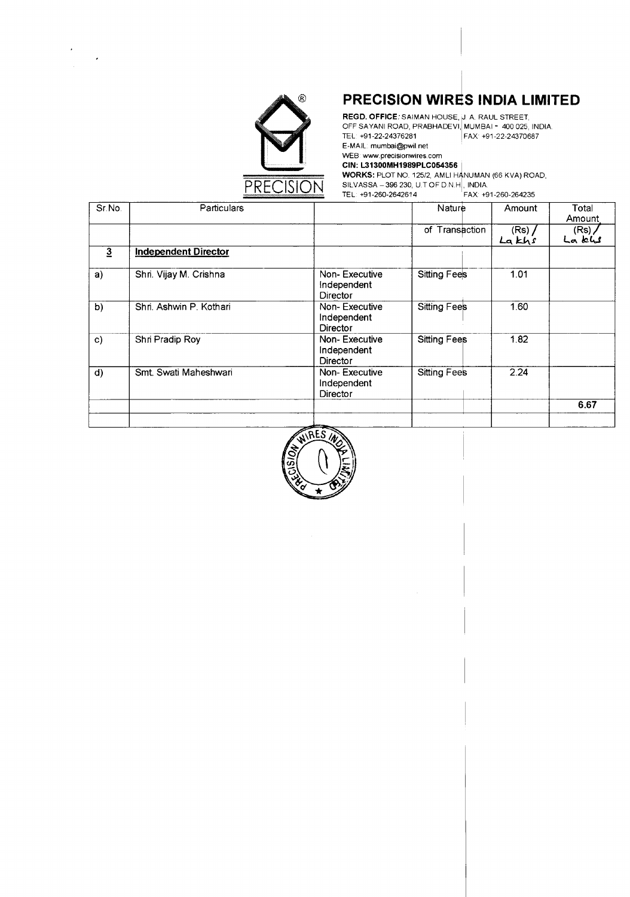# PRECISION WIRES INDIA LIMITED

**REGD. OFFICE:** SAIMAN HOUSE, J. A. RAUL STREET, OFF SAYANI ROAD, PRABHADEVI, MUMBAI - 400 025, INDIA.
TEL: +91-22-24376281 FAX: +91-22-24370687
E-MAIL: mumbai@pwil.net
WEB: www.precisionwires.com
**CIN: L31300MH1989PLC054356**
**WORKS:** PLOT NO. 125/2, AMLI HANUMAN (66 KVA) ROAD, SILVASSA – 396 230, U.T OF D.N.H., INDIA.
TEL: +91-260-2642614 FAX: +91-260-264235

| Sr.No. | Particulars | | Nature of Transaction | Amount (Rs) / Lakhs | Total Amount (Rs) / Lakhs |
|---|---|---|---|---|---|
| **3** | **Independent Director** | | | | |
| a) | Shri. Vijay M. Crishna | Non- Executive Independent Director | Sitting Fees | 1.01 | |
| b) | Shri. Ashwin P. Kothari | Non- Executive Independent Director | Sitting Fees | 1.60 | |
| c) | Shri Pradip Roy | Non- Executive Independent Director | Sitting Fees | 1.82 | |
| d) | Smt. Swati Maheshwari | Non- Executive Independent Director | Sitting Fees | 2.24 | |
| | | | | | **6.67** |
| | | | | | |